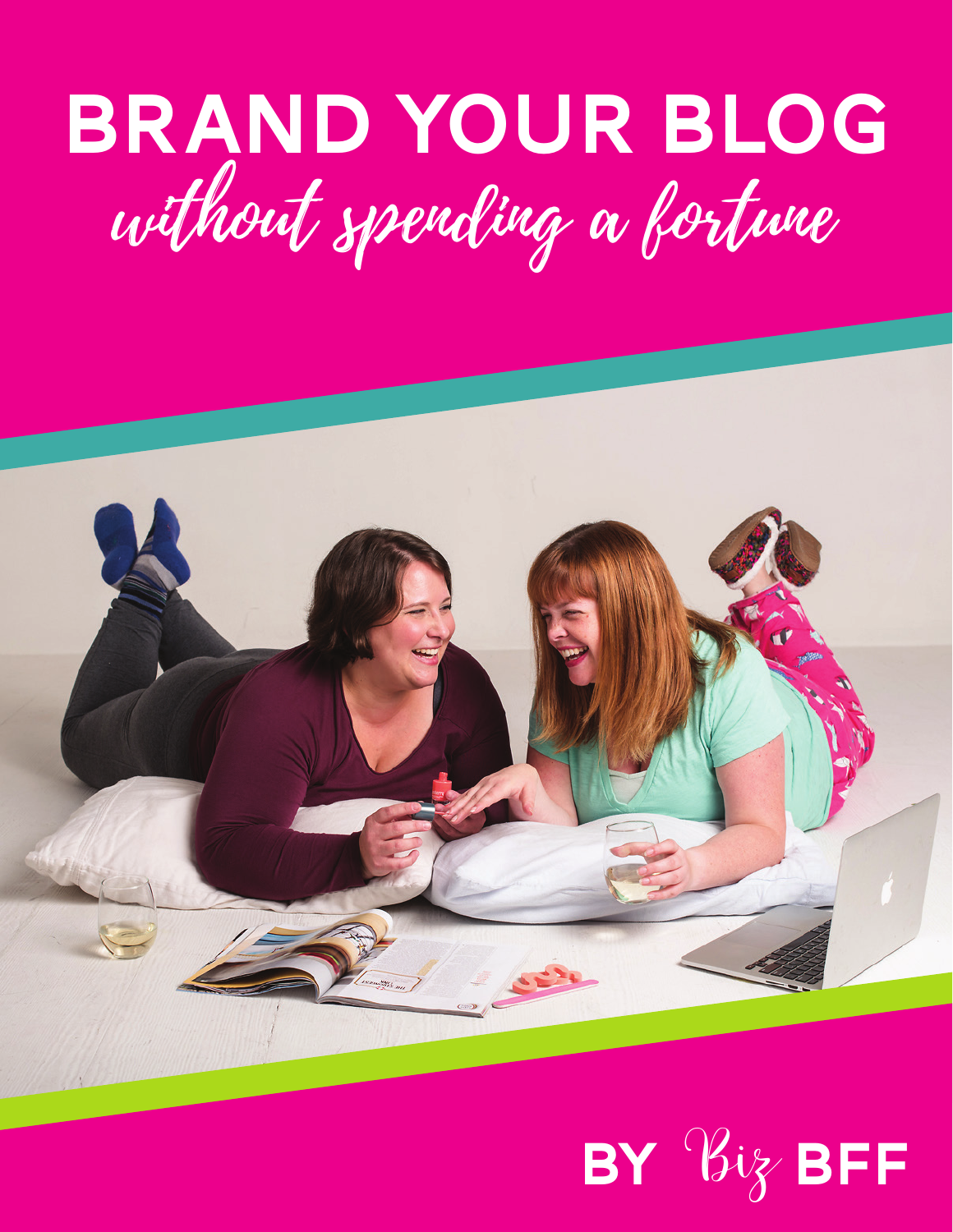# BRAND YOUR BLOG

*without spending a fortune*

BY *Biz* BFF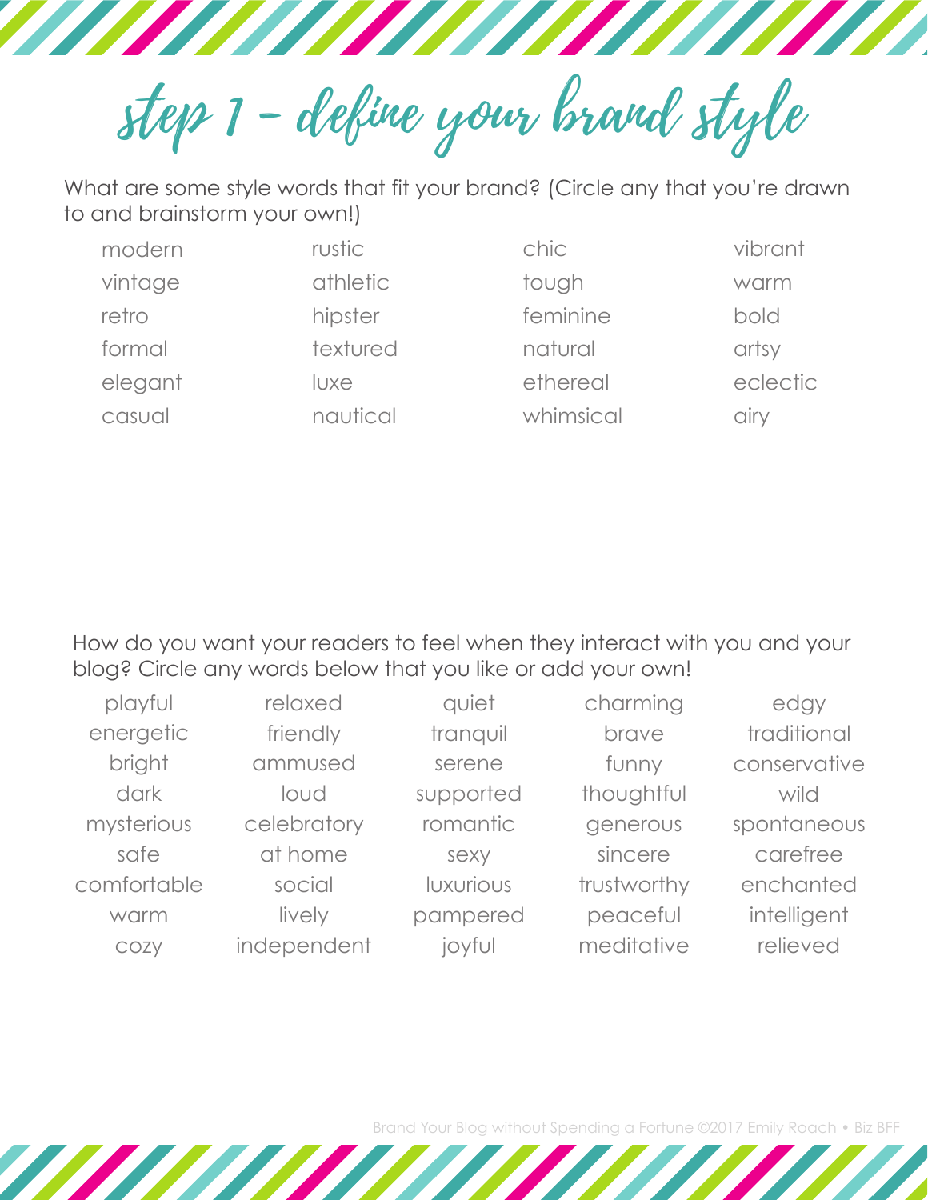# step 1 - define your brand style

What are some style words that fit your brand? (Circle any that you're drawn to and brainstorm your own!)

| | | | |
|---|---|---|---|
| modern | rustic | chic | vibrant |
| vintage | athletic | tough | warm |
| retro | hipster | feminine | bold |
| formal | textured | natural | artsy |
| elegant | luxe | ethereal | eclectic |
| casual | nautical | whimsical | airy |

How do you want your readers to feel when they interact with you and your blog? Circle any words below that you like or add your own!

| | | | | |
|---|---|---|---|---|
| playful | relaxed | quiet | charming | edgy |
| energetic | friendly | tranquil | brave | traditional |
| bright | ammused | serene | funny | conservative |
| dark | loud | supported | thoughtful | wild |
| mysterious | celebratory | romantic | generous | spontaneous |
| safe | at home | sexy | sincere | carefree |
| comfortable | social | luxurious | trustworthy | enchanted |
| warm | lively | pampered | peaceful | intelligent |
| cozy | independent | joyful | meditative | relieved |

Brand Your Blog without Spending a Fortune ©2017 Emily Roach • Biz BFF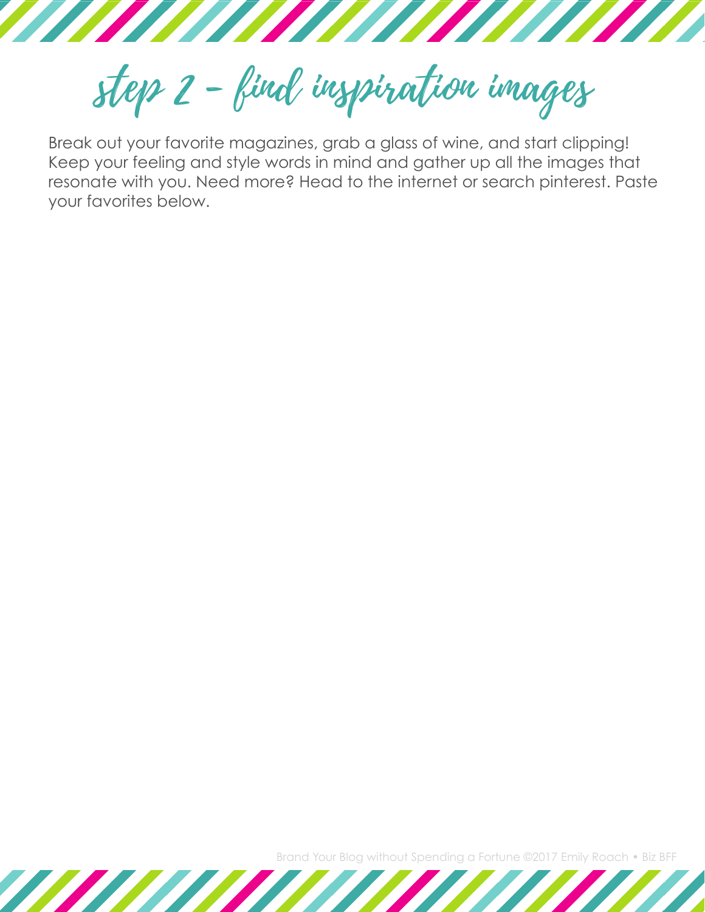# step 2 - find inspiration images

Break out your favorite magazines, grab a glass of wine, and start clipping! Keep your feeling and style words in mind and gather up all the images that resonate with you. Need more? Head to the internet or search pinterest. Paste your favorites below.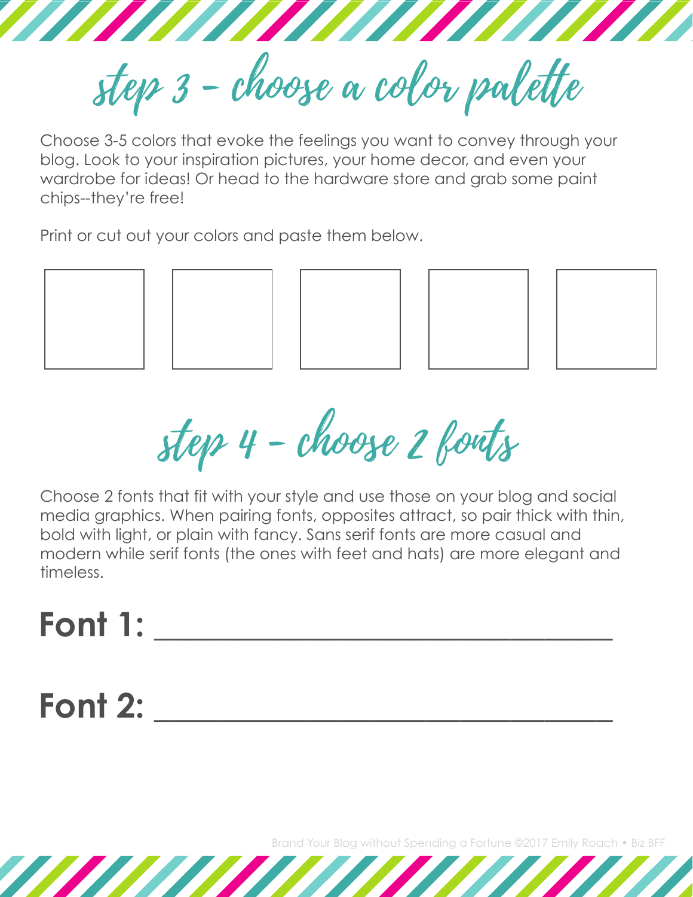# step 3 - choose a color palette

Choose 3-5 colors that evoke the feelings you want to convey through your blog. Look to your inspiration pictures, your home decor, and even your wardrobe for ideas! Or head to the hardware store and grab some paint chips--they're free!

Print or cut out your colors and paste them below.

# step 4 - choose 2 fonts

Choose 2 fonts that fit with your style and use those on your blog and social media graphics. When pairing fonts, opposites attract, so pair thick with thin, bold with light, or plain with fancy. Sans serif fonts are more casual and modern while serif fonts (the ones with feet and hats) are more elegant and timeless.

**Font 1:** ________________________________

**Font 2:** ________________________________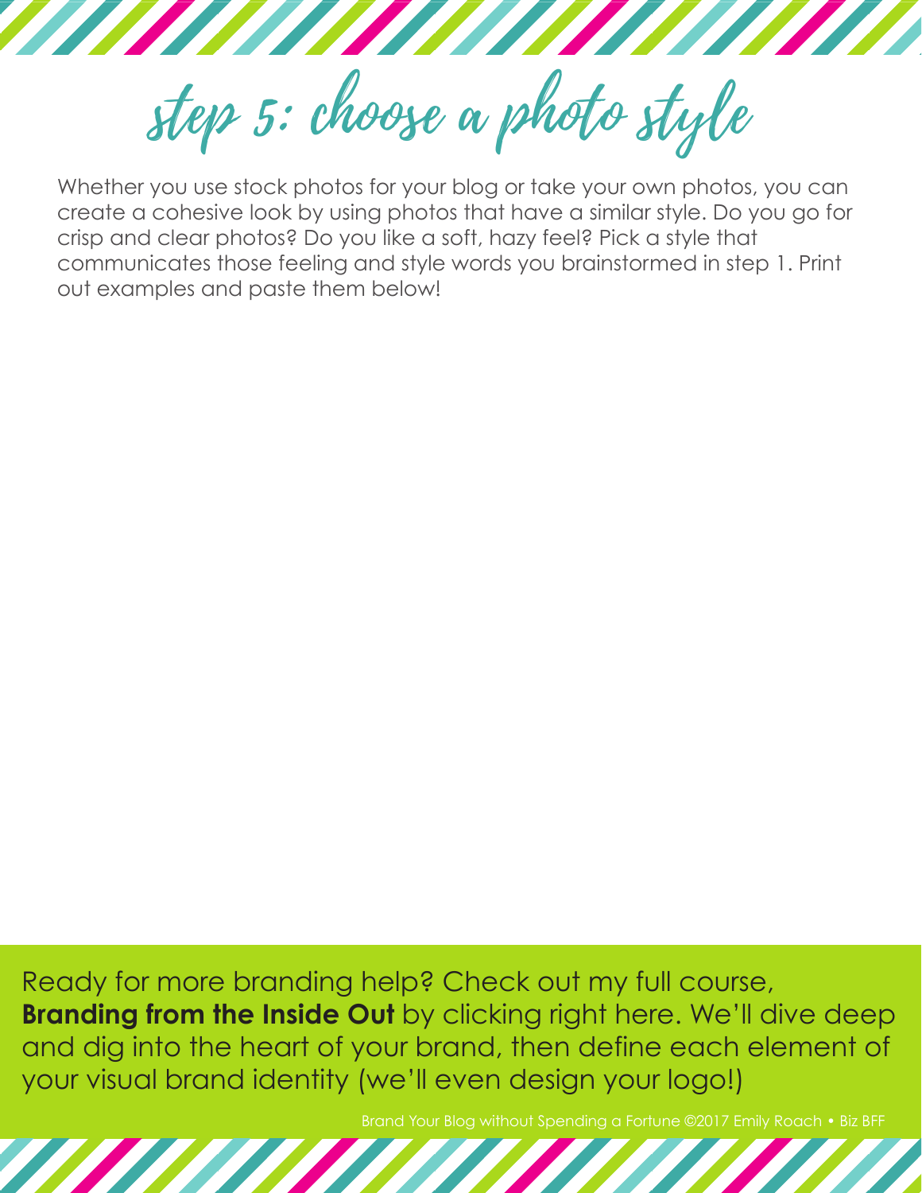# step 5: choose a photo style

Whether you use stock photos for your blog or take your own photos, you can create a cohesive look by using photos that have a similar style. Do you go for crisp and clear photos? Do you like a soft, hazy feel? Pick a style that communicates those feeling and style words you brainstormed in step 1. Print out examples and paste them below!

Ready for more branding help? Check out my full course, **Branding from the Inside Out** by clicking right here. We'll dive deep and dig into the heart of your brand, then define each element of your visual brand identity (we'll even design your logo!)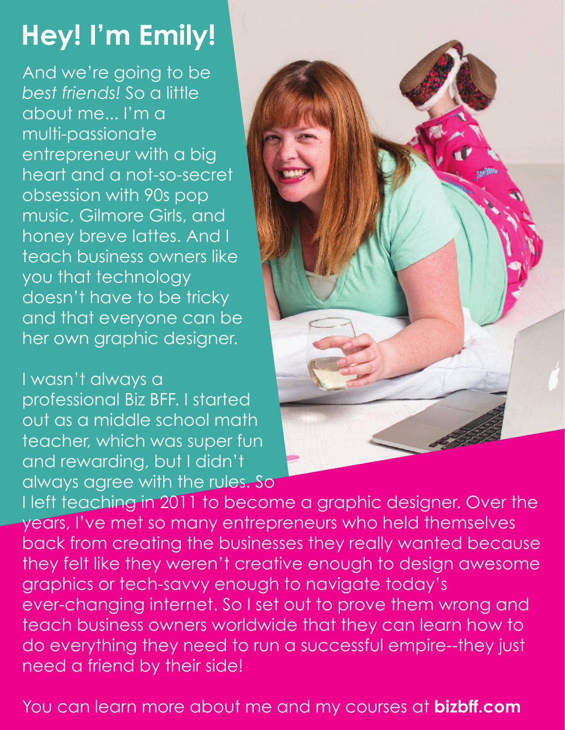# Hey! I'm Emily!

And we're going to be *best friends!* So a little about me... I'm a multi-passionate entrepreneur with a big heart and a not-so-secret obsession with 90s pop music, Gilmore Girls, and honey breve lattes. And I teach business owners like you that technology doesn't have to be tricky and that everyone can be her own graphic designer.

I wasn't always a professional Biz BFF. I started out as a middle school math teacher, which was super fun and rewarding, but I didn't always agree with the rules. So I left teaching in 2011 to become a graphic designer. Over the years, I've met so many entrepreneurs who held themselves back from creating the businesses they really wanted because they felt like they weren't creative enough to design awesome graphics or tech-savvy enough to navigate today's ever-changing internet. So I set out to prove them wrong and teach business owners worldwide that they can learn how to do everything they need to run a successful empire--they just need a friend by their side!

You can learn more about me and my courses at **bizbff.com**